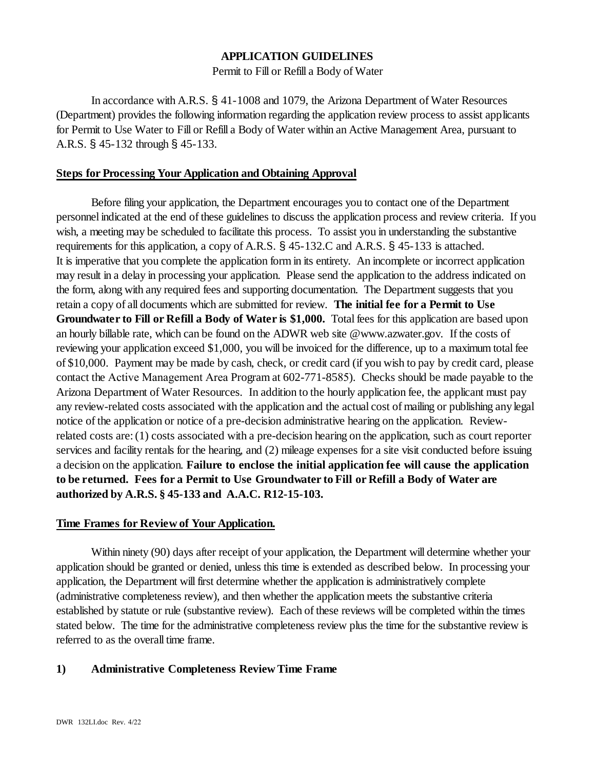**APPLICATION GUIDELINES**

Permit to Fill or Refill a Body of Water

In accordance with A.R.S. § 41-1008 and 1079, the Arizona Department of Water Resources (Department) provides the following information regarding the application review process to assist applicants for Permit to Use Water to Fill or Refill a Body of Water within an Active Management Area, pursuant to A.R.S. § 45-132 through § 45-133.

**Steps for Processing Your Application and Obtaining Approval**

Before filing your application, the Department encourages you to contact one of the Department personnel indicated at the end of these guidelines to discuss the application process and review criteria. If you wish, a meeting may be scheduled to facilitate this process. To assist you in understanding the substantive requirements for this application, a copy of A.R.S. § 45-132.C and A.R.S. § 45-133 is attached. It is imperative that you complete the application form in its entirety. An incomplete or incorrect application may result in a delay in processing your application. Please send the application to the address indicated on the form, along with any required fees and supporting documentation. The Department suggests that you retain a copy of all documents which are submitted for review. **The initial fee for a Permit to Use Groundwater to Fill or Refill a Body of Water is $1,000.** Total fees for this application are based upon an hourly billable rate, which can be found on the ADWR web site @www.azwater.gov. If the costs of reviewing your application exceed $1,000, you will be invoiced for the difference, up to a maximum total fee of $10,000. Payment may be made by cash, check, or credit card (if you wish to pay by credit card, please contact the Active Management Area Program at 602-771-8585). Checks should be made payable to the Arizona Department of Water Resources. In addition to the hourly application fee, the applicant must pay any review-related costs associated with the application and the actual cost of mailing or publishing any legal notice of the application or notice of a pre-decision administrative hearing on the application. Review-related costs are: (1) costs associated with a pre-decision hearing on the application, such as court reporter services and facility rentals for the hearing, and (2) mileage expenses for a site visit conducted before issuing a decision on the application. **Failure to enclose the initial application fee will cause the application to be returned. Fees for a Permit to Use Groundwater to Fill or Refill a Body of Water are authorized by A.R.S. § 45-133 and A.A.C. R12-15-103.**

**Time Frames for Review of Your Application.**

Within ninety (90) days after receipt of your application, the Department will determine whether your application should be granted or denied, unless this time is extended as described below. In processing your application, the Department will first determine whether the application is administratively complete (administrative completeness review), and then whether the application meets the substantive criteria established by statute or rule (substantive review). Each of these reviews will be completed within the times stated below. The time for the administrative completeness review plus the time for the substantive review is referred to as the overall time frame.

**1) Administrative Completeness Review Time Frame**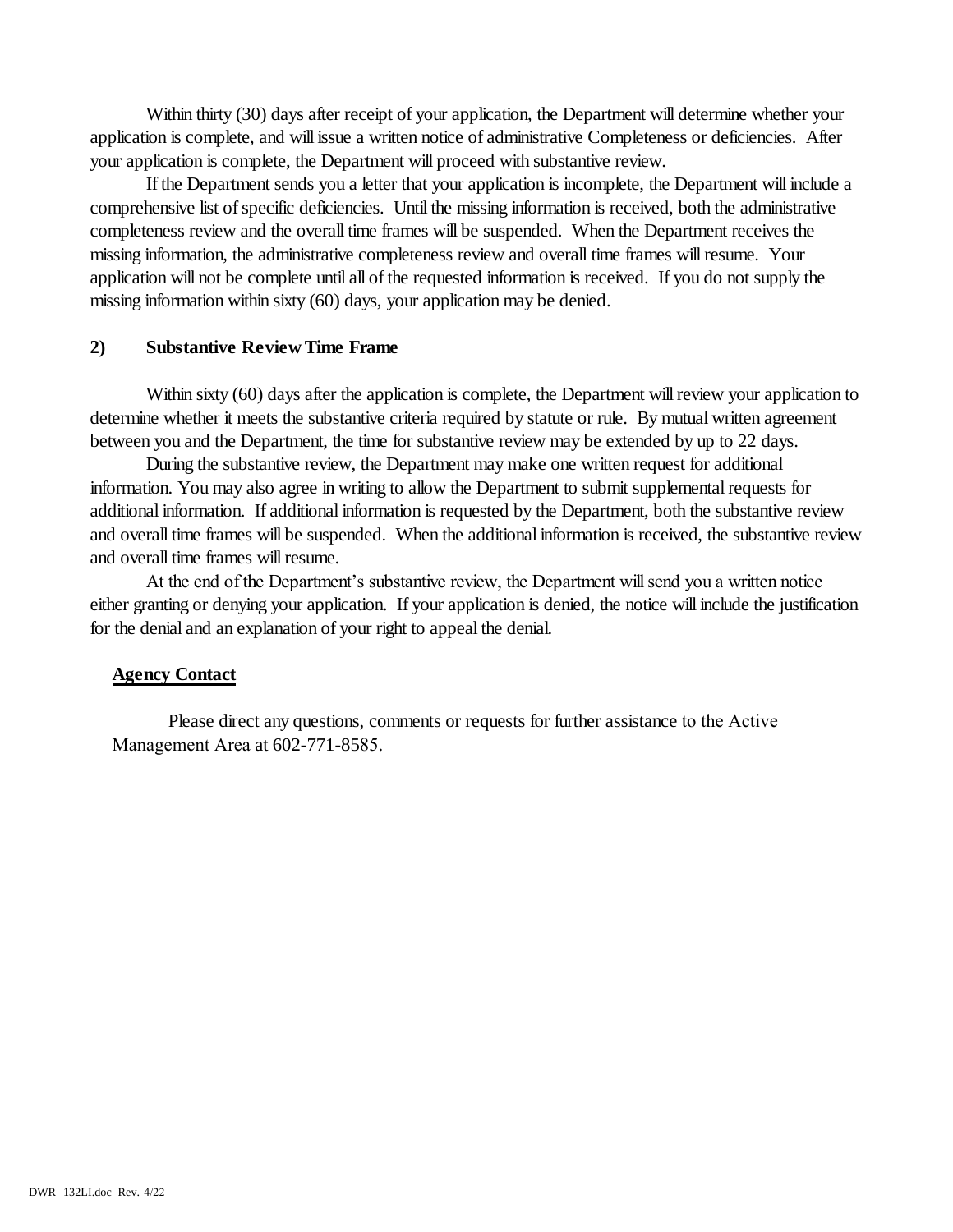Within thirty (30) days after receipt of your application, the Department will determine whether your application is complete, and will issue a written notice of administrative Completeness or deficiencies. After your application is complete, the Department will proceed with substantive review.

If the Department sends you a letter that your application is incomplete, the Department will include a comprehensive list of specific deficiencies. Until the missing information is received, both the administrative completeness review and the overall time frames will be suspended. When the Department receives the missing information, the administrative completeness review and overall time frames will resume. Your application will not be complete until all of the requested information is received. If you do not supply the missing information within sixty (60) days, your application may be denied.

**2) Substantive Review Time Frame**

Within sixty (60) days after the application is complete, the Department will review your application to determine whether it meets the substantive criteria required by statute or rule. By mutual written agreement between you and the Department, the time for substantive review may be extended by up to 22 days.

During the substantive review, the Department may make one written request for additional information. You may also agree in writing to allow the Department to submit supplemental requests for additional information. If additional information is requested by the Department, both the substantive review and overall time frames will be suspended. When the additional information is received, the substantive review and overall time frames will resume.

At the end of the Department's substantive review, the Department will send you a written notice either granting or denying your application. If your application is denied, the notice will include the justification for the denial and an explanation of your right to appeal the denial.

**Agency Contact**

Please direct any questions, comments or requests for further assistance to the Active Management Area at 602-771-8585.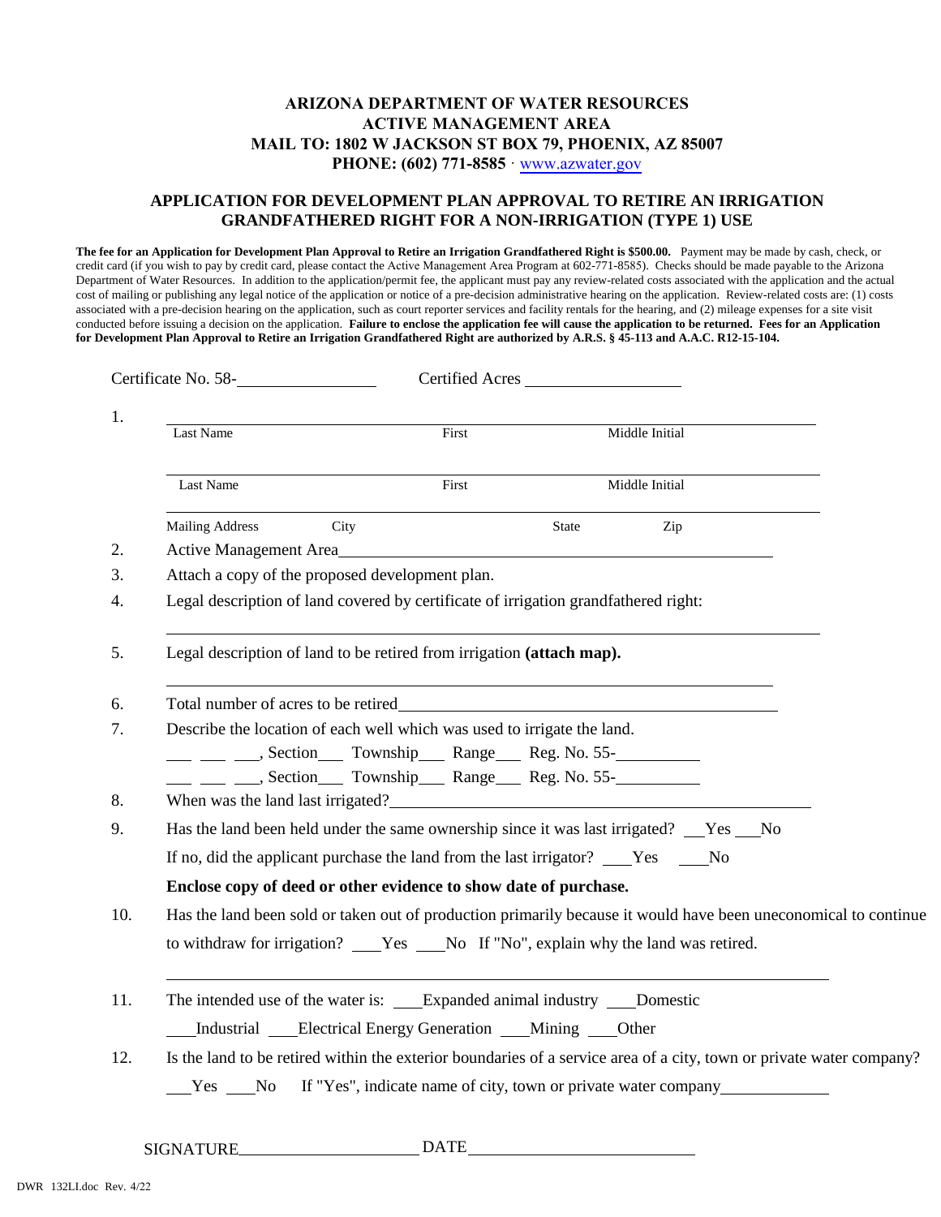**ARIZONA DEPARTMENT OF WATER RESOURCES**
**ACTIVE MANAGEMENT AREA**
**MAIL TO: 1802 W JACKSON ST BOX 79, PHOENIX, AZ 85007**
**PHONE: (602) 771-8585** · www.azwater.gov

## APPLICATION FOR DEVELOPMENT PLAN APPROVAL TO RETIRE AN IRRIGATION GRANDFATHERED RIGHT FOR A NON-IRRIGATION (TYPE 1) USE

**The fee for an Application for Development Plan Approval to Retire an Irrigation Grandfathered Right is $500.00.** Payment may be made by cash, check, or credit card (if you wish to pay by credit card, please contact the Active Management Area Program at 602-771-8585). Checks should be made payable to the Arizona Department of Water Resources. In addition to the application/permit fee, the applicant must pay any review-related costs associated with the application and the actual cost of mailing or publishing any legal notice of the application or notice of a pre-decision administrative hearing on the application. Review-related costs are: (1) costs associated with a pre-decision hearing on the application, such as court reporter services and facility rentals for the hearing, and (2) mileage expenses for a site visit conducted before issuing a decision on the application. **Failure to enclose the application fee will cause the application to be returned. Fees for an Application for Development Plan Approval to Retire an Irrigation Grandfathered Right are authorized by A.R.S. § 45-113 and A.A.C. R12-15-104.**

Certificate No. 58-________________ Certified Acres ________________

1. ______________________________________________
   Last Name First Middle Initial

   ______________________________________________
   Last Name First Middle Initial

   ______________________________________________
   Mailing Address City State Zip

2. Active Management Area________________________________________

3. Attach a copy of the proposed development plan.

4. Legal description of land covered by certificate of irrigation grandfathered right:

   ______________________________________________

5. Legal description of land to be retired from irrigation **(attach map).**

   ______________________________________________

6. Total number of acres to be retired________________________________________

7. Describe the location of each well which was used to irrigate the land.

   ___ ___ ___, Section___ Township___ Range___ Reg. No. 55-__________

   ___ ___ ___, Section___ Township___ Range___ Reg. No. 55-__________

8. When was the land last irrigated?________________________________________

9. Has the land been held under the same ownership since it was last irrigated? ___Yes ___No

   If no, did the applicant purchase the land from the last irrigator? ___Yes ___No

   **Enclose copy of deed or other evidence to show date of purchase.**

10. Has the land been sold or taken out of production primarily because it would have been uneconomical to continue to withdraw for irrigation? ___Yes ___No If "No", explain why the land was retired.

    ______________________________________________

11. The intended use of the water is: ___Expanded animal industry ___Domestic

    ___Industrial ___Electrical Energy Generation ___Mining ___Other

12. Is the land to be retired within the exterior boundaries of a service area of a city, town or private water company?

    ___Yes ___No If "Yes", indicate name of city, town or private water company____________

SIGNATURE______________________ DATE__________________________

DWR 132LI.doc Rev. 4/22